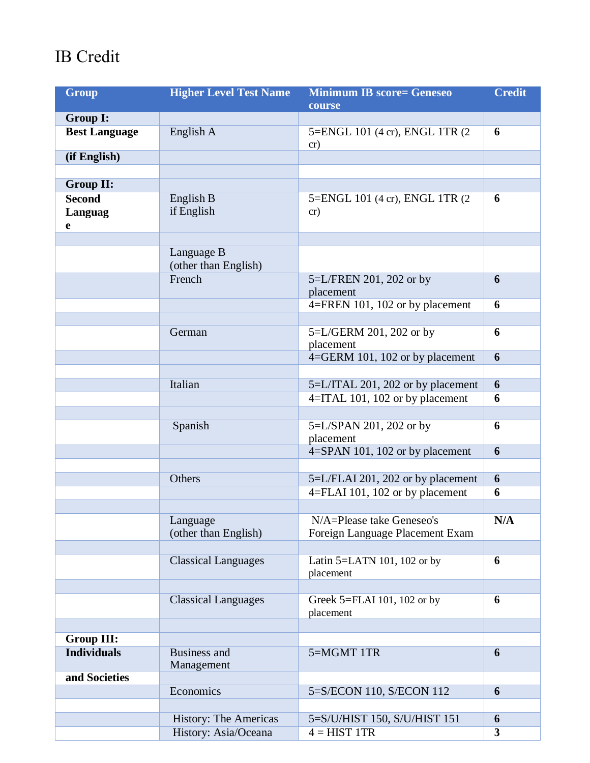# IB Credit

| Group | Higher Level Test Name | Minimum IB score= Geneseo course | Credit |
|---|---|---|---|
| **Group I:** | | | |
| **Best Language** | English A | 5=ENGL 101 (4 cr), ENGL 1TR (2 cr) | **6** |
| **(if English)** | | | |
| | | | |
| **Group II:** | | | |
| **Second Languag e** | English B if English | 5=ENGL 101 (4 cr), ENGL 1TR (2 cr) | **6** |
| | | | |
| | Language B (other than English) | | |
| | French | 5=L/FREN 201, 202 or by placement | **6** |
| | | 4=FREN 101, 102 or by placement | **6** |
| | | | |
| | German | 5=L/GERM 201, 202 or by placement | **6** |
| | | 4=GERM 101, 102 or by placement | **6** |
| | | | |
| | Italian | 5=L/ITAL 201, 202 or by placement | **6** |
| | | 4=ITAL 101, 102 or by placement | **6** |
| | | | |
| | Spanish | 5=L/SPAN 201, 202 or by placement | **6** |
| | | 4=SPAN 101, 102 or by placement | **6** |
| | | | |
| | Others | 5=L/FLAI 201, 202 or by placement | **6** |
| | | 4=FLAI 101, 102 or by placement | **6** |
| | | | |
| | Language (other than English) | N/A=Please take Geneseo's Foreign Language Placement Exam | **N/A** |
| | | | |
| | Classical Languages | Latin 5=LATN 101, 102 or by placement | **6** |
| | | | |
| | Classical Languages | Greek 5=FLAI 101, 102 or by placement | **6** |
| | | | |
| **Group III:** | | | |
| **Individuals** | Business and Management | 5=MGMT 1TR | **6** |
| **and Societies** | | | |
| | Economics | 5=S/ECON 110, S/ECON 112 | **6** |
| | | | |
| | History: The Americas | 5=S/U/HIST 150, S/U/HIST 151 | **6** |
| | History: Asia/Oceana | 4 = HIST 1TR | **3** |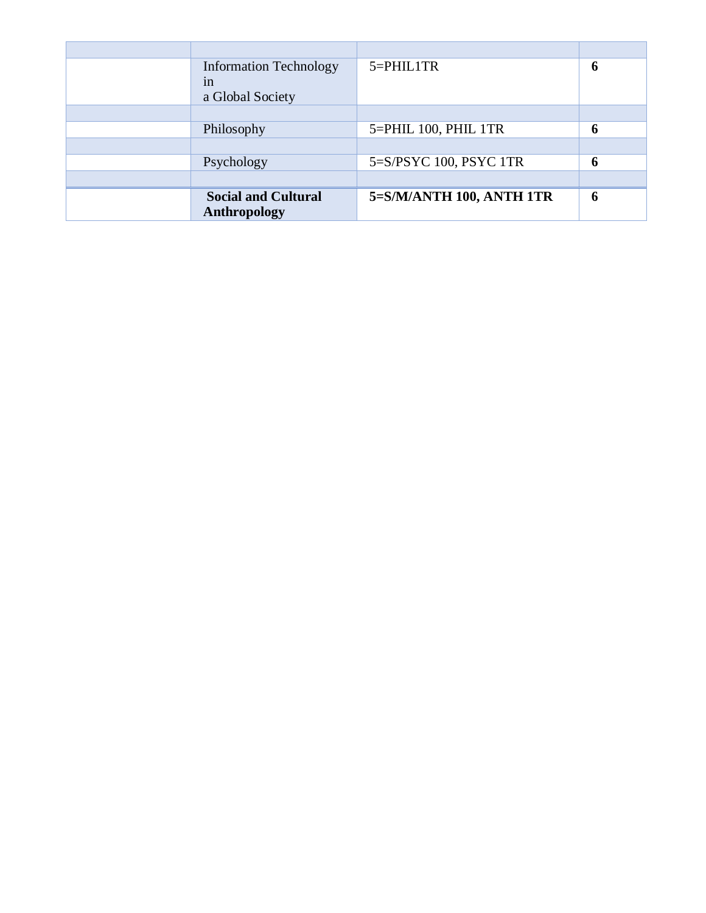| | | | |
|---|---|---|---|
| | Information Technology in a Global Society | 5=PHIL1TR | **6** |
| | | | |
| | Philosophy | 5=PHIL 100, PHIL 1TR | **6** |
| | | | |
| | Psychology | 5=S/PSYC 100, PSYC 1TR | **6** |
| | | | |
| | **Social and Cultural Anthropology** | **5=S/M/ANTH 100, ANTH 1TR** | **6** |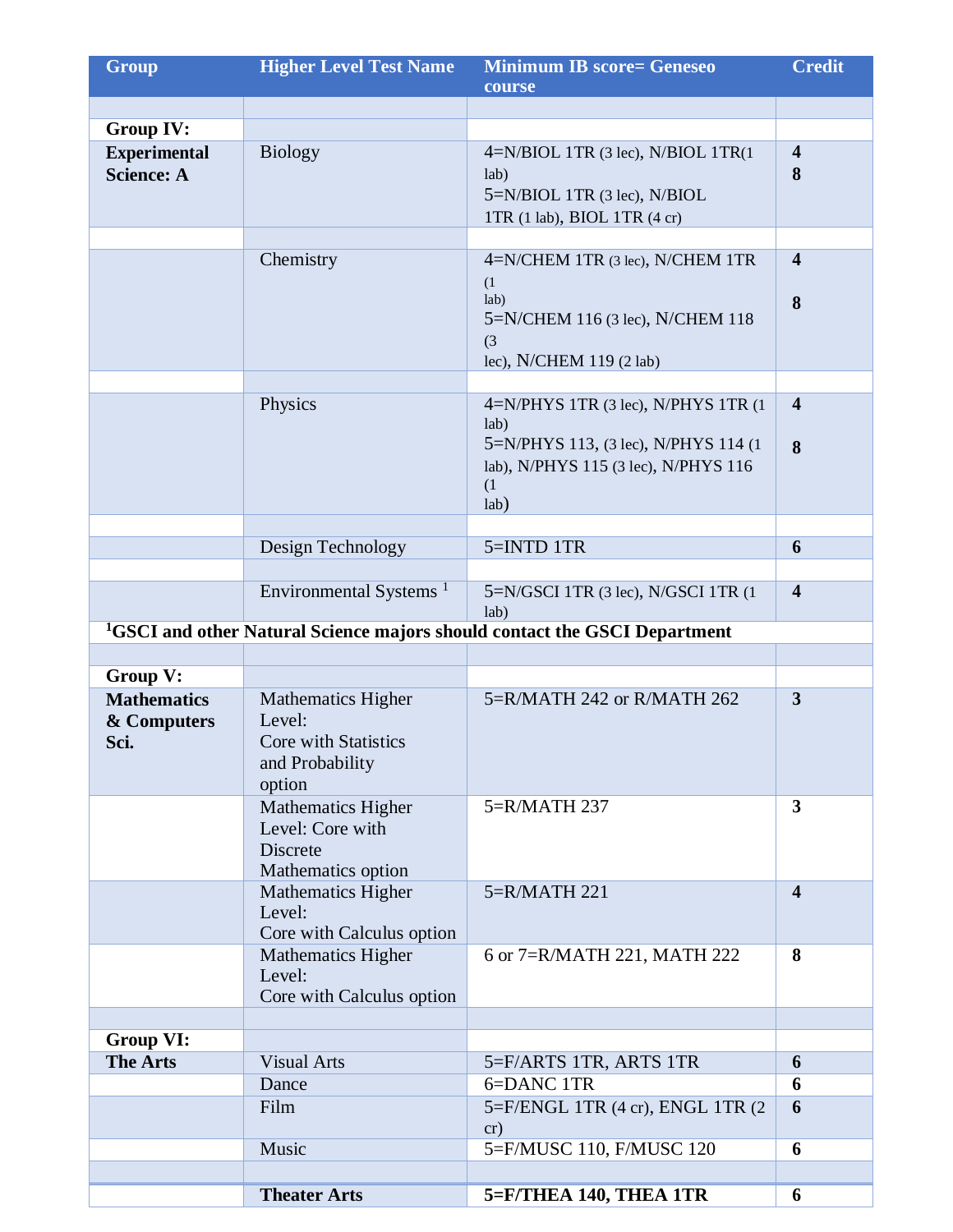| Group | Higher Level Test Name | Minimum IB score= Geneseo course | Credit |
|---|---|---|---|
| | | | |
| **Group IV:** | | | |
| **Experimental Science: A** | Biology | 4=N/BIOL 1TR (3 lec), N/BIOL 1TR(1 lab)<br>5=N/BIOL 1TR (3 lec), N/BIOL 1TR (1 lab), BIOL 1TR (4 cr) | **4**<br>**8** |
| | | | |
| | Chemistry | 4=N/CHEM 1TR (3 lec), N/CHEM 1TR (1 lab)<br>5=N/CHEM 116 (3 lec), N/CHEM 118 (3 lec), N/CHEM 119 (2 lab) | **4**<br>**8** |
| | | | |
| | Physics | 4=N/PHYS 1TR (3 lec), N/PHYS 1TR (1 lab)<br>5=N/PHYS 113, (3 lec), N/PHYS 114 (1 lab), N/PHYS 115 (3 lec), N/PHYS 116 (1 lab) | **4**<br>**8** |
| | | | |
| | Design Technology | 5=INTD 1TR | **6** |
| | | | |
| | Environmental Systems [1] | 5=N/GSCI 1TR (3 lec), N/GSCI 1TR (1 lab) | **4** |
| **[1]GSCI and other Natural Science majors should contact the GSCI Department** | | | |
| | | | |
| **Group V:** | | | |
| **Mathematics & Computers Sci.** | Mathematics Higher Level: Core with Statistics and Probability option | 5=R/MATH 242 or R/MATH 262 | **3** |
| | Mathematics Higher Level: Core with Discrete Mathematics option | 5=R/MATH 237 | **3** |
| | Mathematics Higher Level: Core with Calculus option | 5=R/MATH 221 | **4** |
| | Mathematics Higher Level: Core with Calculus option | 6 or 7=R/MATH 221, MATH 222 | **8** |
| | | | |
| **Group VI:** | | | |
| **The Arts** | Visual Arts | 5=F/ARTS 1TR, ARTS 1TR | **6** |
| | Dance | 6=DANC 1TR | **6** |
| | Film | 5=F/ENGL 1TR (4 cr), ENGL 1TR (2 cr) | **6** |
| | Music | 5=F/MUSC 110, F/MUSC 120 | **6** |
| | | | |
| | **Theater Arts** | **5=F/THEA 140, THEA 1TR** | **6** |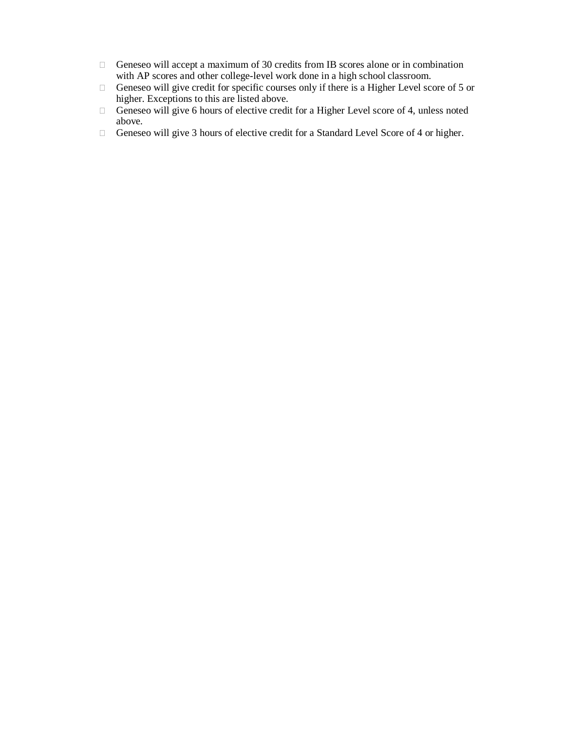- Geneseo will accept a maximum of 30 credits from IB scores alone or in combination with AP scores and other college-level work done in a high school classroom.
- Geneseo will give credit for specific courses only if there is a Higher Level score of 5 or higher. Exceptions to this are listed above.
- Geneseo will give 6 hours of elective credit for a Higher Level score of 4, unless noted above.
- Geneseo will give 3 hours of elective credit for a Standard Level Score of 4 or higher.